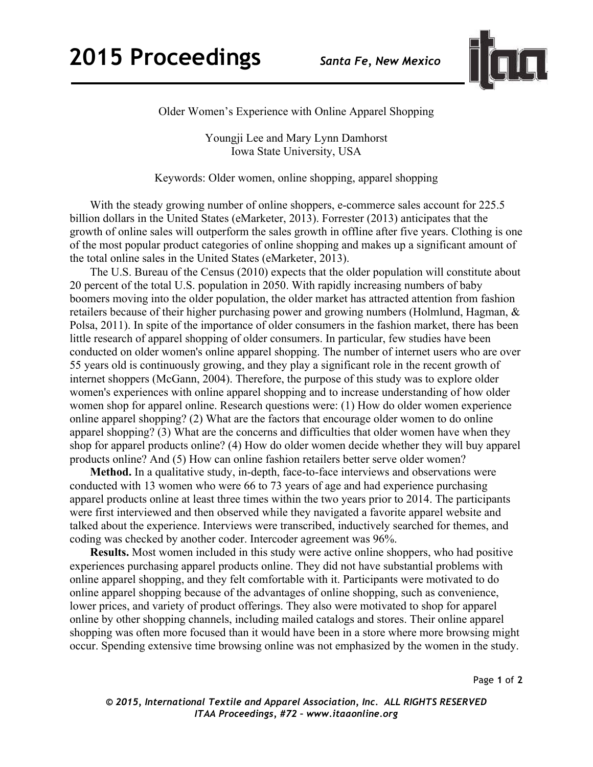# Older Women's Experience with Online Apparel Shopping

Youngji Lee and Mary Lynn Damhorst
Iowa State University, USA

Keywords: Older women, online shopping, apparel shopping

With the steady growing number of online shoppers, e-commerce sales account for 225.5 billion dollars in the United States (eMarketer, 2013). Forrester (2013) anticipates that the growth of online sales will outperform the sales growth in offline after five years. Clothing is one of the most popular product categories of online shopping and makes up a significant amount of the total online sales in the United States (eMarketer, 2013).

The U.S. Bureau of the Census (2010) expects that the older population will constitute about 20 percent of the total U.S. population in 2050. With rapidly increasing numbers of baby boomers moving into the older population, the older market has attracted attention from fashion retailers because of their higher purchasing power and growing numbers (Holmlund, Hagman, & Polsa, 2011). In spite of the importance of older consumers in the fashion market, there has been little research of apparel shopping of older consumers. In particular, few studies have been conducted on older women's online apparel shopping. The number of internet users who are over 55 years old is continuously growing, and they play a significant role in the recent growth of internet shoppers (McGann, 2004). Therefore, the purpose of this study was to explore older women's experiences with online apparel shopping and to increase understanding of how older women shop for apparel online. Research questions were: (1) How do older women experience online apparel shopping? (2) What are the factors that encourage older women to do online apparel shopping? (3) What are the concerns and difficulties that older women have when they shop for apparel products online? (4) How do older women decide whether they will buy apparel products online? And (5) How can online fashion retailers better serve older women?

**Method.** In a qualitative study, in-depth, face-to-face interviews and observations were conducted with 13 women who were 66 to 73 years of age and had experience purchasing apparel products online at least three times within the two years prior to 2014. The participants were first interviewed and then observed while they navigated a favorite apparel website and talked about the experience. Interviews were transcribed, inductively searched for themes, and coding was checked by another coder. Intercoder agreement was 96%.

**Results.** Most women included in this study were active online shoppers, who had positive experiences purchasing apparel products online. They did not have substantial problems with online apparel shopping, and they felt comfortable with it. Participants were motivated to do online apparel shopping because of the advantages of online shopping, such as convenience, lower prices, and variety of product offerings. They also were motivated to shop for apparel online by other shopping channels, including mailed catalogs and stores. Their online apparel shopping was often more focused than it would have been in a store where more browsing might occur. Spending extensive time browsing online was not emphasized by the women in the study.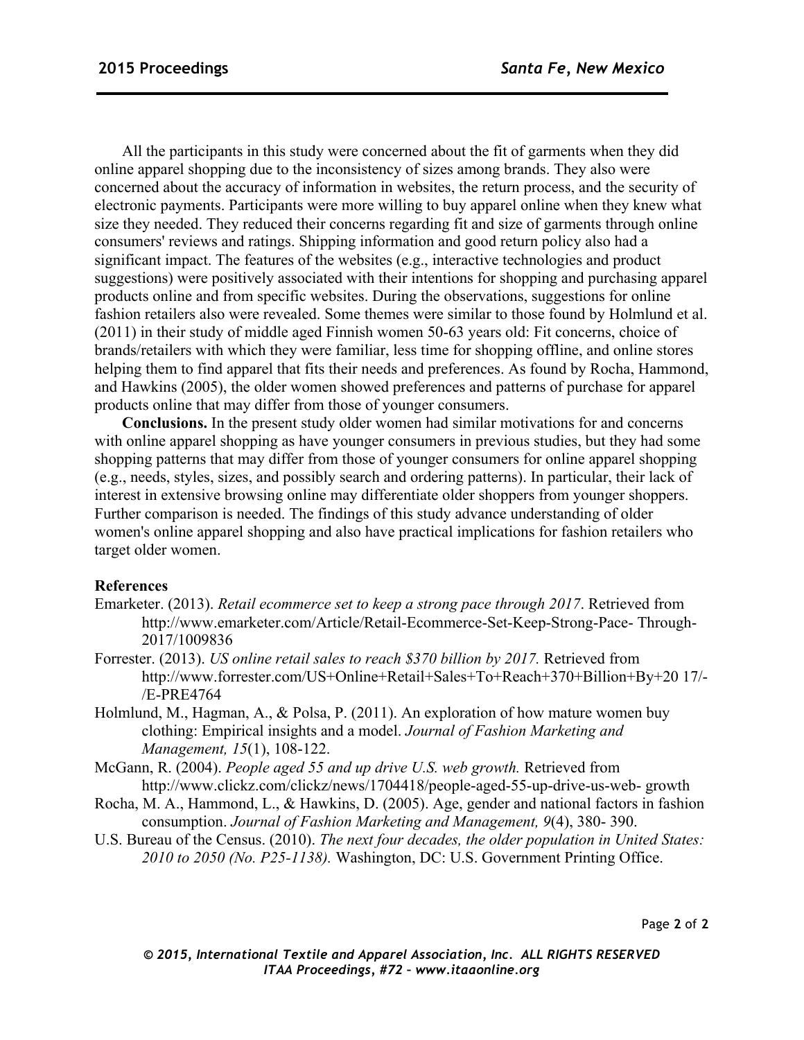All the participants in this study were concerned about the fit of garments when they did online apparel shopping due to the inconsistency of sizes among brands. They also were concerned about the accuracy of information in websites, the return process, and the security of electronic payments. Participants were more willing to buy apparel online when they knew what size they needed. They reduced their concerns regarding fit and size of garments through online consumers' reviews and ratings. Shipping information and good return policy also had a significant impact. The features of the websites (e.g., interactive technologies and product suggestions) were positively associated with their intentions for shopping and purchasing apparel products online and from specific websites. During the observations, suggestions for online fashion retailers also were revealed. Some themes were similar to those found by Holmlund et al. (2011) in their study of middle aged Finnish women 50-63 years old: Fit concerns, choice of brands/retailers with which they were familiar, less time for shopping offline, and online stores helping them to find apparel that fits their needs and preferences. As found by Rocha, Hammond, and Hawkins (2005), the older women showed preferences and patterns of purchase for apparel products online that may differ from those of younger consumers.

**Conclusions.** In the present study older women had similar motivations for and concerns with online apparel shopping as have younger consumers in previous studies, but they had some shopping patterns that may differ from those of younger consumers for online apparel shopping (e.g., needs, styles, sizes, and possibly search and ordering patterns). In particular, their lack of interest in extensive browsing online may differentiate older shoppers from younger shoppers. Further comparison is needed. The findings of this study advance understanding of older women's online apparel shopping and also have practical implications for fashion retailers who target older women.

**References**

Emarketer. (2013). *Retail ecommerce set to keep a strong pace through 2017*. Retrieved from http://www.emarketer.com/Article/Retail-Ecommerce-Set-Keep-Strong-Pace- Through-2017/1009836

Forrester. (2013). *US online retail sales to reach $370 billion by 2017.* Retrieved from http://www.forrester.com/US+Online+Retail+Sales+To+Reach+370+Billion+By+20 17/-/E-PRE4764

Holmlund, M., Hagman, A., & Polsa, P. (2011). An exploration of how mature women buy clothing: Empirical insights and a model. *Journal of Fashion Marketing and Management, 15*(1), 108-122.

McGann, R. (2004). *People aged 55 and up drive U.S. web growth.* Retrieved from http://www.clickz.com/clickz/news/1704418/people-aged-55-up-drive-us-web- growth

Rocha, M. A., Hammond, L., & Hawkins, D. (2005). Age, gender and national factors in fashion consumption. *Journal of Fashion Marketing and Management, 9*(4), 380- 390.

U.S. Bureau of the Census. (2010). *The next four decades, the older population in United States: 2010 to 2050 (No. P25-1138).* Washington, DC: U.S. Government Printing Office.